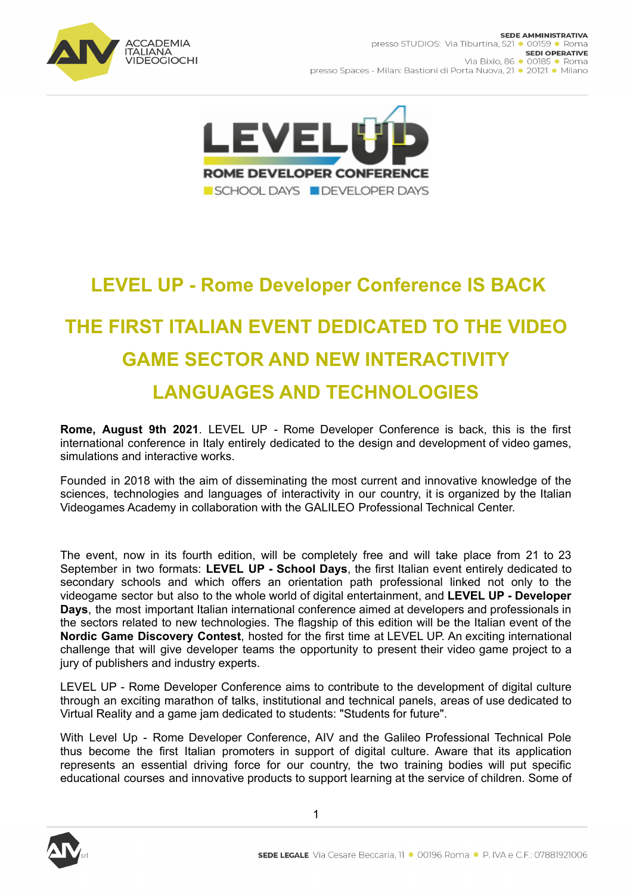# LEVEL UP - Rome Developer Conference IS BACK

## THE FIRST ITALIAN EVENT DEDICATED TO THE VIDEO GAME SECTOR AND NEW INTERACTIVITY LANGUAGES AND TECHNOLOGIES

**Rome, August 9th 2021**. LEVEL UP - Rome Developer Conference is back, this is the first international conference in Italy entirely dedicated to the design and development of video games, simulations and interactive works.

Founded in 2018 with the aim of disseminating the most current and innovative knowledge of the sciences, technologies and languages of interactivity in our country, it is organized by the Italian Videogames Academy in collaboration with the GALILEO Professional Technical Center.

The event, now in its fourth edition, will be completely free and will take place from 21 to 23 September in two formats: **LEVEL UP - School Days**, the first Italian event entirely dedicated to secondary schools and which offers an orientation path professional linked not only to the videogame sector but also to the whole world of digital entertainment, and **LEVEL UP - Developer Days**, the most important Italian international conference aimed at developers and professionals in the sectors related to new technologies. The flagship of this edition will be the Italian event of the **Nordic Game Discovery Contest**, hosted for the first time at LEVEL UP. An exciting international challenge that will give developer teams the opportunity to present their video game project to a jury of publishers and industry experts.

LEVEL UP - Rome Developer Conference aims to contribute to the development of digital culture through an exciting marathon of talks, institutional and technical panels, areas of use dedicated to Virtual Reality and a game jam dedicated to students: "Students for future".

With Level Up - Rome Developer Conference, AIV and the Galileo Professional Technical Pole thus become the first Italian promoters in support of digital culture. Aware that its application represents an essential driving force for our country, the two training bodies will put specific educational courses and innovative products to support learning at the service of children. Some of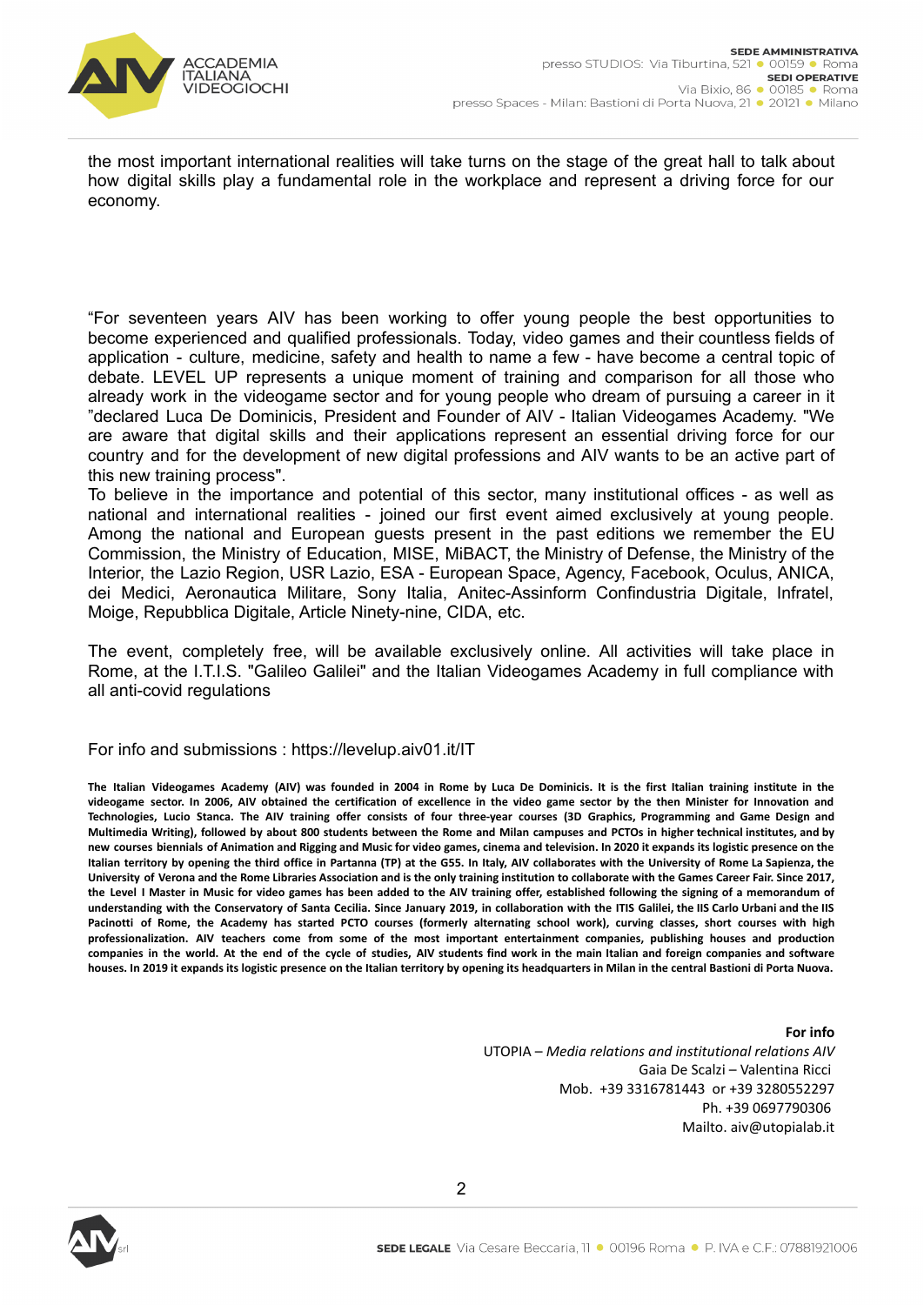the most important international realities will take turns on the stage of the great hall to talk about how digital skills play a fundamental role in the workplace and represent a driving force for our economy.

“For seventeen years AIV has been working to offer young people the best opportunities to become experienced and qualified professionals. Today, video games and their countless fields of application - culture, medicine, safety and health to name a few - have become a central topic of debate. LEVEL UP represents a unique moment of training and comparison for all those who already work in the videogame sector and for young people who dream of pursuing a career in it ”declared Luca De Dominicis, President and Founder of AIV - Italian Videogames Academy. "We are aware that digital skills and their applications represent an essential driving force for our country and for the development of new digital professions and AIV wants to be an active part of this new training process".

To believe in the importance and potential of this sector, many institutional offices - as well as national and international realities - joined our first event aimed exclusively at young people. Among the national and European guests present in the past editions we remember the EU Commission, the Ministry of Education, MISE, MiBACT, the Ministry of Defense, the Ministry of the Interior, the Lazio Region, USR Lazio, ESA - European Space, Agency, Facebook, Oculus, ANICA, dei Medici, Aeronautica Militare, Sony Italia, Anitec-Assinform Confindustria Digitale, Infratel, Moige, Repubblica Digitale, Article Ninety-nine, CIDA, etc.

The event, completely free, will be available exclusively online. All activities will take place in Rome, at the I.T.I.S. "Galileo Galilei" and the Italian Videogames Academy in full compliance with all anti-covid regulations

For info and submissions : https://levelup.aiv01.it/IT

**The Italian Videogames Academy (AIV) was founded in 2004 in Rome by Luca De Dominicis. It is the first Italian training institute in the videogame sector. In 2006, AIV obtained the certification of excellence in the video game sector by the then Minister for Innovation and Technologies, Lucio Stanca. The AIV training offer consists of four three-year courses (3D Graphics, Programming and Game Design and Multimedia Writing), followed by about 800 students between the Rome and Milan campuses and PCTOs in higher technical institutes, and by new courses biennials of Animation and Rigging and Music for video games, cinema and television. In 2020 it expands its logistic presence on the Italian territory by opening the third office in Partanna (TP) at the G55. In Italy, AIV collaborates with the University of Rome La Sapienza, the University of Verona and the Rome Libraries Association and is the only training institution to collaborate with the Games Career Fair. Since 2017, the Level I Master in Music for video games has been added to the AIV training offer, established following the signing of a memorandum of understanding with the Conservatory of Santa Cecilia. Since January 2019, in collaboration with the ITIS Galilei, the IIS Carlo Urbani and the IIS Pacinotti of Rome, the Academy has started PCTO courses (formerly alternating school work), curving classes, short courses with high professionalization. AIV teachers come from some of the most important entertainment companies, publishing houses and production companies in the world. At the end of the cycle of studies, AIV students find work in the main Italian and foreign companies and software houses. In 2019 it expands its logistic presence on the Italian territory by opening its headquarters in Milan in the central Bastioni di Porta Nuova.**

**For info**
UTOPIA – *Media relations and institutional relations AIV*
Gaia De Scalzi – Valentina Ricci
Mob. +39 3316781443 or +39 3280552297
Ph. +39 0697790306
Mailto. aiv@utopialab.it